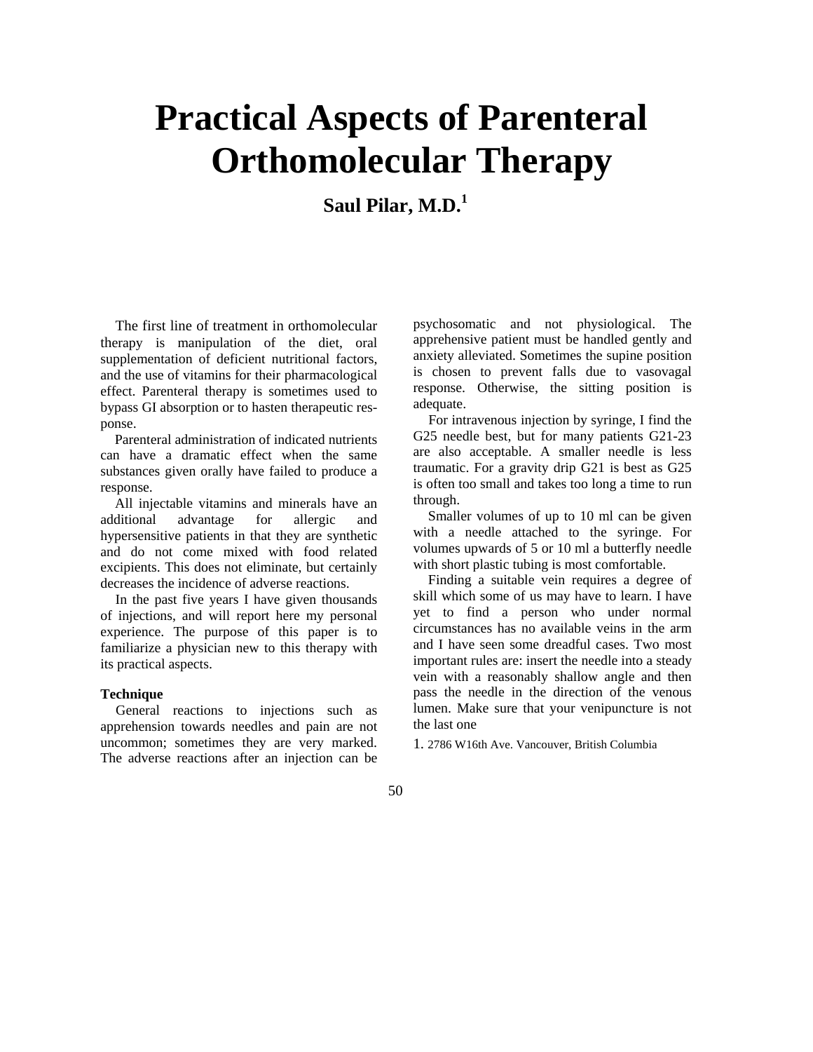# Practical Aspects of Parenteral Orthomolecular Therapy

**Saul Pilar, M.D.[1]**

The first line of treatment in orthomolecular therapy is manipulation of the diet, oral supplementation of deficient nutritional factors, and the use of vitamins for their pharmacological effect. Parenteral therapy is sometimes used to bypass GI absorption or to hasten therapeutic response.

Parenteral administration of indicated nutrients can have a dramatic effect when the same substances given orally have failed to produce a response.

All injectable vitamins and minerals have an additional advantage for allergic and hypersensitive patients in that they are synthetic and do not come mixed with food related excipients. This does not eliminate, but certainly decreases the incidence of adverse reactions.

In the past five years I have given thousands of injections, and will report here my personal experience. The purpose of this paper is to familiarize a physician new to this therapy with its practical aspects.

**Technique**

General reactions to injections such as apprehension towards needles and pain are not uncommon; sometimes they are very marked. The adverse reactions after an injection can be psychosomatic and not physiological. The apprehensive patient must be handled gently and anxiety alleviated. Sometimes the supine position is chosen to prevent falls due to vasovagal response. Otherwise, the sitting position is adequate.

For intravenous injection by syringe, I find the G25 needle best, but for many patients G21-23 are also acceptable. A smaller needle is less traumatic. For a gravity drip G21 is best as G25 is often too small and takes too long a time to run through.

Smaller volumes of up to 10 ml can be given with a needle attached to the syringe. For volumes upwards of 5 or 10 ml a butterfly needle with short plastic tubing is most comfortable.

Finding a suitable vein requires a degree of skill which some of us may have to learn. I have yet to find a person who under normal circumstances has no available veins in the arm and I have seen some dreadful cases. Two most important rules are: insert the needle into a steady vein with a reasonably shallow angle and then pass the needle in the direction of the venous lumen. Make sure that your venipuncture is not the last one

1. 2786 W16th Ave. Vancouver, British Columbia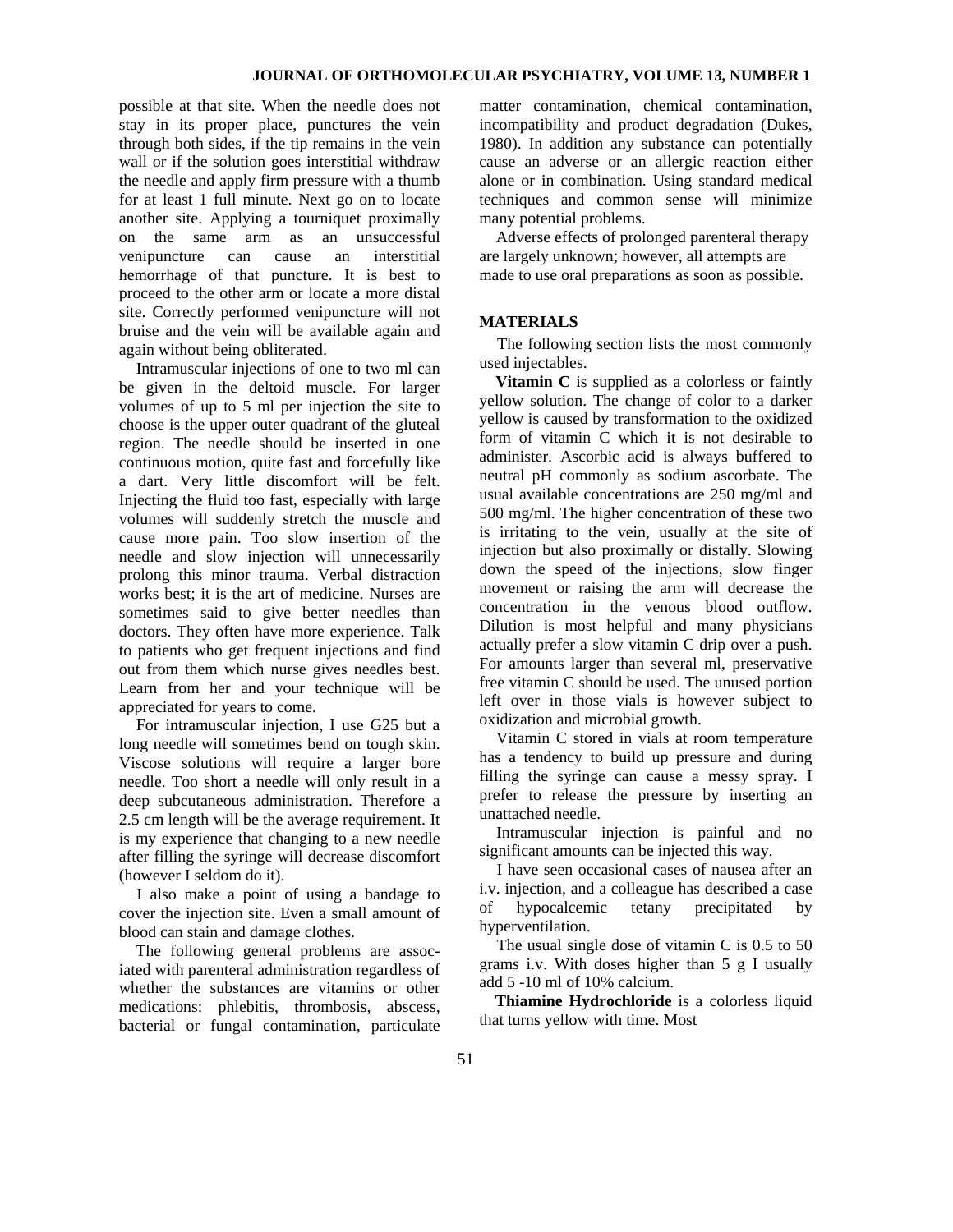possible at that site. When the needle does not stay in its proper place, punctures the vein through both sides, if the tip remains in the vein wall or if the solution goes interstitial withdraw the needle and apply firm pressure with a thumb for at least 1 full minute. Next go on to locate another site. Applying a tourniquet proximally on the same arm as an unsuccessful venipuncture can cause an interstitial hemorrhage of that puncture. It is best to proceed to the other arm or locate a more distal site. Correctly performed venipuncture will not bruise and the vein will be available again and again without being obliterated.

Intramuscular injections of one to two ml can be given in the deltoid muscle. For larger volumes of up to 5 ml per injection the site to choose is the upper outer quadrant of the gluteal region. The needle should be inserted in one continuous motion, quite fast and forcefully like a dart. Very little discomfort will be felt. Injecting the fluid too fast, especially with large volumes will suddenly stretch the muscle and cause more pain. Too slow insertion of the needle and slow injection will unnecessarily prolong this minor trauma. Verbal distraction works best; it is the art of medicine. Nurses are sometimes said to give better needles than doctors. They often have more experience. Talk to patients who get frequent injections and find out from them which nurse gives needles best. Learn from her and your technique will be appreciated for years to come.

For intramuscular injection, I use G25 but a long needle will sometimes bend on tough skin. Viscose solutions will require a larger bore needle. Too short a needle will only result in a deep subcutaneous administration. Therefore a 2.5 cm length will be the average requirement. It is my experience that changing to a new needle after filling the syringe will decrease discomfort (however I seldom do it).

I also make a point of using a bandage to cover the injection site. Even a small amount of blood can stain and damage clothes.

The following general problems are associated with parenteral administration regardless of whether the substances are vitamins or other medications: phlebitis, thrombosis, abscess, bacterial or fungal contamination, particulate matter contamination, chemical contamination, incompatibility and product degradation (Dukes, 1980). In addition any substance can potentially cause an adverse or an allergic reaction either alone or in combination. Using standard medical techniques and common sense will minimize many potential problems.

Adverse effects of prolonged parenteral therapy are largely unknown; however, all attempts are made to use oral preparations as soon as possible.

## MATERIALS

The following section lists the most commonly used injectables.

**Vitamin C** is supplied as a colorless or faintly yellow solution. The change of color to a darker yellow is caused by transformation to the oxidized form of vitamin C which it is not desirable to administer. Ascorbic acid is always buffered to neutral pH commonly as sodium ascorbate. The usual available concentrations are 250 mg/ml and 500 mg/ml. The higher concentration of these two is irritating to the vein, usually at the site of injection but also proximally or distally. Slowing down the speed of the injections, slow finger movement or raising the arm will decrease the concentration in the venous blood outflow. Dilution is most helpful and many physicians actually prefer a slow vitamin C drip over a push. For amounts larger than several ml, preservative free vitamin C should be used. The unused portion left over in those vials is however subject to oxidization and microbial growth.

Vitamin C stored in vials at room temperature has a tendency to build up pressure and during filling the syringe can cause a messy spray. I prefer to release the pressure by inserting an unattached needle.

Intramuscular injection is painful and no significant amounts can be injected this way.

I have seen occasional cases of nausea after an i.v. injection, and a colleague has described a case of hypocalcemic tetany precipitated by hyperventilation.

The usual single dose of vitamin C is 0.5 to 50 grams i.v. With doses higher than 5 g I usually add 5 -10 ml of 10% calcium.

**Thiamine Hydrochloride** is a colorless liquid that turns yellow with time. Most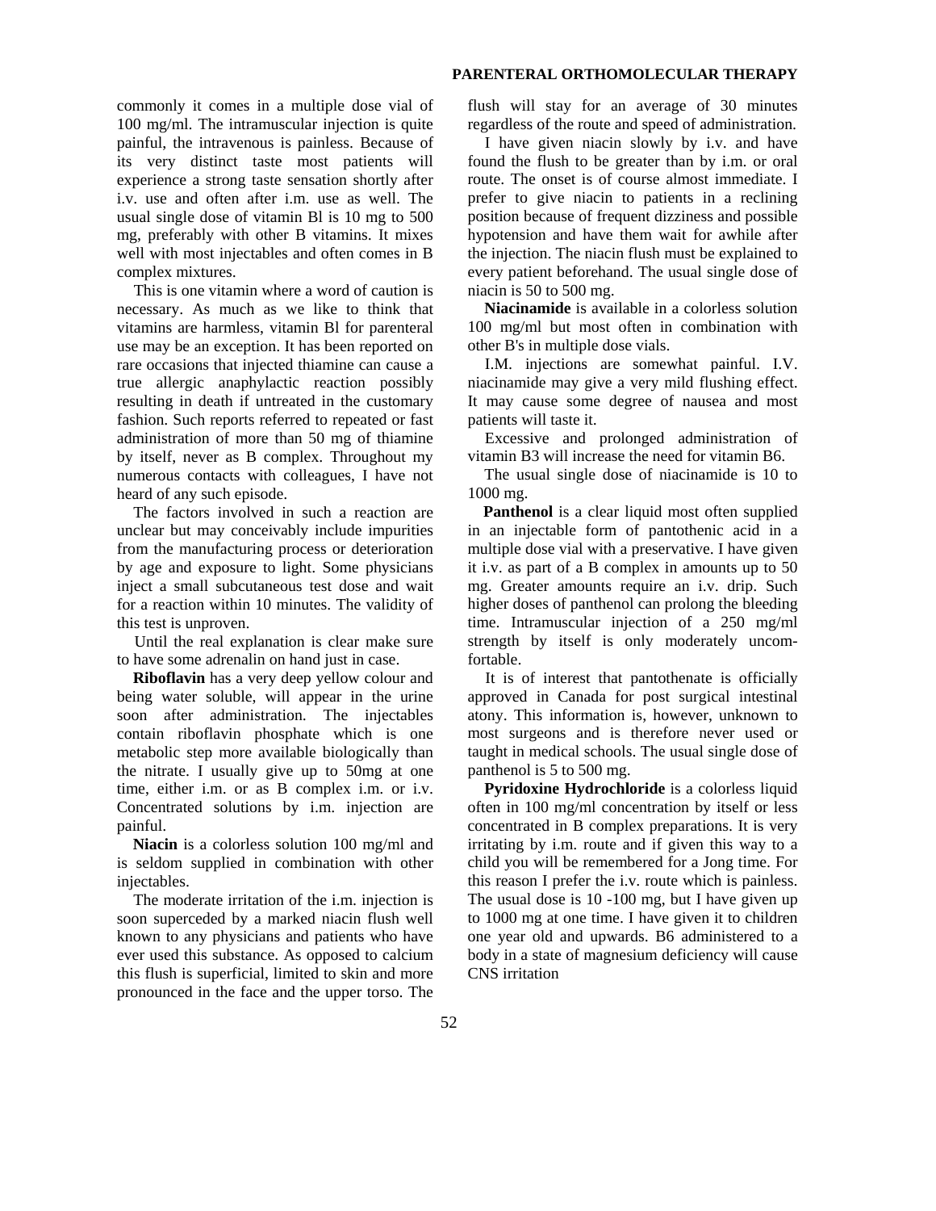commonly it comes in a multiple dose vial of 100 mg/ml. The intramuscular injection is quite painful, the intravenous is painless. Because of its very distinct taste most patients will experience a strong taste sensation shortly after i.v. use and often after i.m. use as well. The usual single dose of vitamin Bl is 10 mg to 500 mg, preferably with other B vitamins. It mixes well with most injectables and often comes in B complex mixtures.

This is one vitamin where a word of caution is necessary. As much as we like to think that vitamins are harmless, vitamin Bl for parenteral use may be an exception. It has been reported on rare occasions that injected thiamine can cause a true allergic anaphylactic reaction possibly resulting in death if untreated in the customary fashion. Such reports referred to repeated or fast administration of more than 50 mg of thiamine by itself, never as B complex. Throughout my numerous contacts with colleagues, I have not heard of any such episode.

The factors involved in such a reaction are unclear but may conceivably include impurities from the manufacturing process or deterioration by age and exposure to light. Some physicians inject a small subcutaneous test dose and wait for a reaction within 10 minutes. The validity of this test is unproven.

Until the real explanation is clear make sure to have some adrenalin on hand just in case.

**Riboflavin** has a very deep yellow colour and being water soluble, will appear in the urine soon after administration. The injectables contain riboflavin phosphate which is one metabolic step more available biologically than the nitrate. I usually give up to 50mg at one time, either i.m. or as B complex i.m. or i.v. Concentrated solutions by i.m. injection are painful.

**Niacin** is a colorless solution 100 mg/ml and is seldom supplied in combination with other injectables.

The moderate irritation of the i.m. injection is soon superceded by a marked niacin flush well known to any physicians and patients who have ever used this substance. As opposed to calcium this flush is superficial, limited to skin and more pronounced in the face and the upper torso. The flush will stay for an average of 30 minutes regardless of the route and speed of administration.

I have given niacin slowly by i.v. and have found the flush to be greater than by i.m. or oral route. The onset is of course almost immediate. I prefer to give niacin to patients in a reclining position because of frequent dizziness and possible hypotension and have them wait for awhile after the injection. The niacin flush must be explained to every patient beforehand. The usual single dose of niacin is 50 to 500 mg.

**Niacinamide** is available in a colorless solution 100 mg/ml but most often in combination with other B's in multiple dose vials.

I.M. injections are somewhat painful. I.V. niacinamide may give a very mild flushing effect. It may cause some degree of nausea and most patients will taste it.

Excessive and prolonged administration of vitamin B3 will increase the need for vitamin B6.

The usual single dose of niacinamide is 10 to 1000 mg.

**Panthenol** is a clear liquid most often supplied in an injectable form of pantothenic acid in a multiple dose vial with a preservative. I have given it i.v. as part of a B complex in amounts up to 50 mg. Greater amounts require an i.v. drip. Such higher doses of panthenol can prolong the bleeding time. Intramuscular injection of a 250 mg/ml strength by itself is only moderately uncomfortable.

It is of interest that pantothenate is officially approved in Canada for post surgical intestinal atony. This information is, however, unknown to most surgeons and is therefore never used or taught in medical schools. The usual single dose of panthenol is 5 to 500 mg.

**Pyridoxine Hydrochloride** is a colorless liquid often in 100 mg/ml concentration by itself or less concentrated in B complex preparations. It is very irritating by i.m. route and if given this way to a child you will be remembered for a Jong time. For this reason I prefer the i.v. route which is painless. The usual dose is 10 -100 mg, but I have given up to 1000 mg at one time. I have given it to children one year old and upwards. B6 administered to a body in a state of magnesium deficiency will cause CNS irritation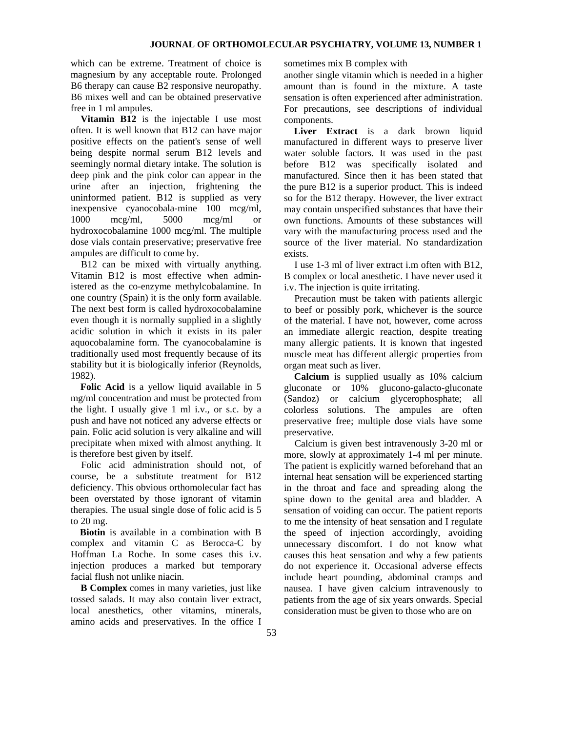which can be extreme. Treatment of choice is magnesium by any acceptable route. Prolonged B6 therapy can cause B2 responsive neuropathy. B6 mixes well and can be obtained preservative free in 1 ml ampules.

**Vitamin B12** is the injectable I use most often. It is well known that B12 can have major positive effects on the patient's sense of well being despite normal serum B12 levels and seemingly normal dietary intake. The solution is deep pink and the pink color can appear in the urine after an injection, frightening the uninformed patient. B12 is supplied as very inexpensive cyanocobala-mine 100 mcg/ml, 1000 mcg/ml, 5000 mcg/ml or hydroxocobalamine 1000 mcg/ml. The multiple dose vials contain preservative; preservative free ampules are difficult to come by.

B12 can be mixed with virtually anything. Vitamin B12 is most effective when administered as the co-enzyme methylcobalamine. In one country (Spain) it is the only form available. The next best form is called hydroxocobalamine even though it is normally supplied in a slightly acidic solution in which it exists in its paler aquocobalamine form. The cyanocobalamine is traditionally used most frequently because of its stability but it is biologically inferior (Reynolds, 1982).

**Folic Acid** is a yellow liquid available in 5 mg/ml concentration and must be protected from the light. I usually give 1 ml i.v., or s.c. by a push and have not noticed any adverse effects or pain. Folic acid solution is very alkaline and will precipitate when mixed with almost anything. It is therefore best given by itself.

Folic acid administration should not, of course, be a substitute treatment for B12 deficiency. This obvious orthomolecular fact has been overstated by those ignorant of vitamin therapies. The usual single dose of folic acid is 5 to 20 mg.

**Biotin** is available in a combination with B complex and vitamin C as Berocca-C by Hoffman La Roche. In some cases this i.v. injection produces a marked but temporary facial flush not unlike niacin.

**B Complex** comes in many varieties, just like tossed salads. It may also contain liver extract, local anesthetics, other vitamins, minerals, amino acids and preservatives. In the office I sometimes mix B complex with another single vitamin which is needed in a higher amount than is found in the mixture. A taste sensation is often experienced after administration. For precautions, see descriptions of individual components.

**Liver Extract** is a dark brown liquid manufactured in different ways to preserve liver water soluble factors. It was used in the past before B12 was specifically isolated and manufactured. Since then it has been stated that the pure B12 is a superior product. This is indeed so for the B12 therapy. However, the liver extract may contain unspecified substances that have their own functions. Amounts of these substances will vary with the manufacturing process used and the source of the liver material. No standardization exists.

I use 1-3 ml of liver extract i.m often with B12, B complex or local anesthetic. I have never used it i.v. The injection is quite irritating.

Precaution must be taken with patients allergic to beef or possibly pork, whichever is the source of the material. I have not, however, come across an immediate allergic reaction, despite treating many allergic patients. It is known that ingested muscle meat has different allergic properties from organ meat such as liver.

**Calcium** is supplied usually as 10% calcium gluconate or 10% glucono-galacto-gluconate (Sandoz) or calcium glycerophosphate; all colorless solutions. The ampules are often preservative free; multiple dose vials have some preservative.

Calcium is given best intravenously 3-20 ml or more, slowly at approximately 1-4 ml per minute. The patient is explicitly warned beforehand that an internal heat sensation will be experienced starting in the throat and face and spreading along the spine down to the genital area and bladder. A sensation of voiding can occur. The patient reports to me the intensity of heat sensation and I regulate the speed of injection accordingly, avoiding unnecessary discomfort. I do not know what causes this heat sensation and why a few patients do not experience it. Occasional adverse effects include heart pounding, abdominal cramps and nausea. I have given calcium intravenously to patients from the age of six years onwards. Special consideration must be given to those who are on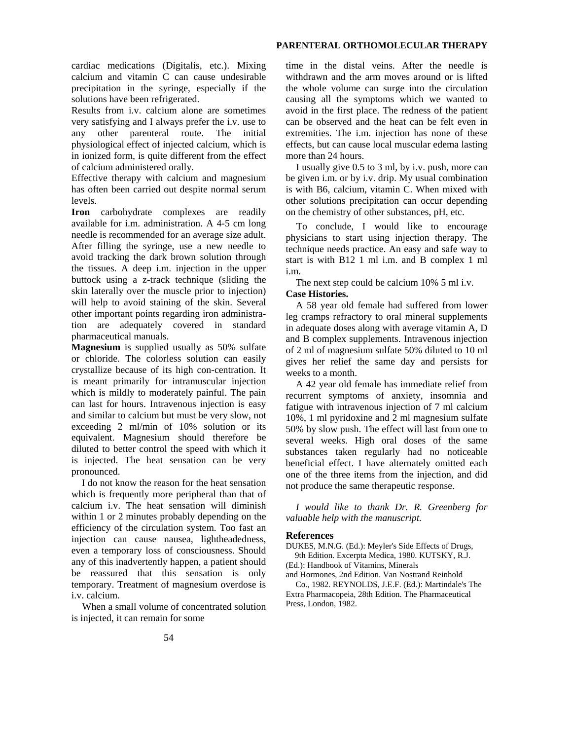cardiac medications (Digitalis, etc.). Mixing calcium and vitamin C can cause undesirable precipitation in the syringe, especially if the solutions have been refrigerated.

Results from i.v. calcium alone are sometimes very satisfying and I always prefer the i.v. use to any other parenteral route. The initial physiological effect of injected calcium, which is in ionized form, is quite different from the effect of calcium administered orally.

Effective therapy with calcium and magnesium has often been carried out despite normal serum levels.

**Iron** carbohydrate complexes are readily available for i.m. administration. A 4-5 cm long needle is recommended for an average size adult. After filling the syringe, use a new needle to avoid tracking the dark brown solution through the tissues. A deep i.m. injection in the upper buttock using a z-track technique (sliding the skin laterally over the muscle prior to injection) will help to avoid staining of the skin. Several other important points regarding iron administration are adequately covered in standard pharmaceutical manuals.

**Magnesium** is supplied usually as 50% sulfate or chloride. The colorless solution can easily crystallize because of its high con-centration. It is meant primarily for intramuscular injection which is mildly to moderately painful. The pain can last for hours. Intravenous injection is easy and similar to calcium but must be very slow, not exceeding 2 ml/min of 10% solution or its equivalent. Magnesium should therefore be diluted to better control the speed with which it is injected. The heat sensation can be very pronounced.

I do not know the reason for the heat sensation which is frequently more peripheral than that of calcium i.v. The heat sensation will diminish within 1 or 2 minutes probably depending on the efficiency of the circulation system. Too fast an injection can cause nausea, lightheadedness, even a temporary loss of consciousness. Should any of this inadvertently happen, a patient should be reassured that this sensation is only temporary. Treatment of magnesium overdose is i.v. calcium.

When a small volume of concentrated solution is injected, it can remain for some time in the distal veins. After the needle is withdrawn and the arm moves around or is lifted the whole volume can surge into the circulation causing all the symptoms which we wanted to avoid in the first place. The redness of the patient can be observed and the heat can be felt even in extremities. The i.m. injection has none of these effects, but can cause local muscular edema lasting more than 24 hours.

I usually give 0.5 to 3 ml, by i.v. push, more can be given i.m. or by i.v. drip. My usual combination is with B6, calcium, vitamin C. When mixed with other solutions precipitation can occur depending on the chemistry of other substances, pH, etc.

To conclude, I would like to encourage physicians to start using injection therapy. The technique needs practice. An easy and safe way to start is with B12 1 ml i.m. and B complex 1 ml i.m.

The next step could be calcium 10% 5 ml i.v.

**Case Histories.**

A 58 year old female had suffered from lower leg cramps refractory to oral mineral supplements in adequate doses along with average vitamin A, D and B complex supplements. Intravenous injection of 2 ml of magnesium sulfate 50% diluted to 10 ml gives her relief the same day and persists for weeks to a month.

A 42 year old female has immediate relief from recurrent symptoms of anxiety, insomnia and fatigue with intravenous injection of 7 ml calcium 10%, 1 ml pyridoxine and 2 ml magnesium sulfate 50% by slow push. The effect will last from one to several weeks. High oral doses of the same substances taken regularly had no noticeable beneficial effect. I have alternately omitted each one of the three items from the injection, and did not produce the same therapeutic response.

*I would like to thank Dr. R. Greenberg for valuable help with the manuscript.*

## References

DUKES, M.N.G. (Ed.): Meyler's Side Effects of Drugs, 9th Edition. Excerpta Medica, 1980. KUTSKY, R.J. (Ed.): Handbook of Vitamins, Minerals and Hormones, 2nd Edition. Van Nostrand Reinhold Co., 1982. REYNOLDS, J.E.F. (Ed.): Martindale's The Extra Pharmacopeia, 28th Edition. The Pharmaceutical Press, London, 1982.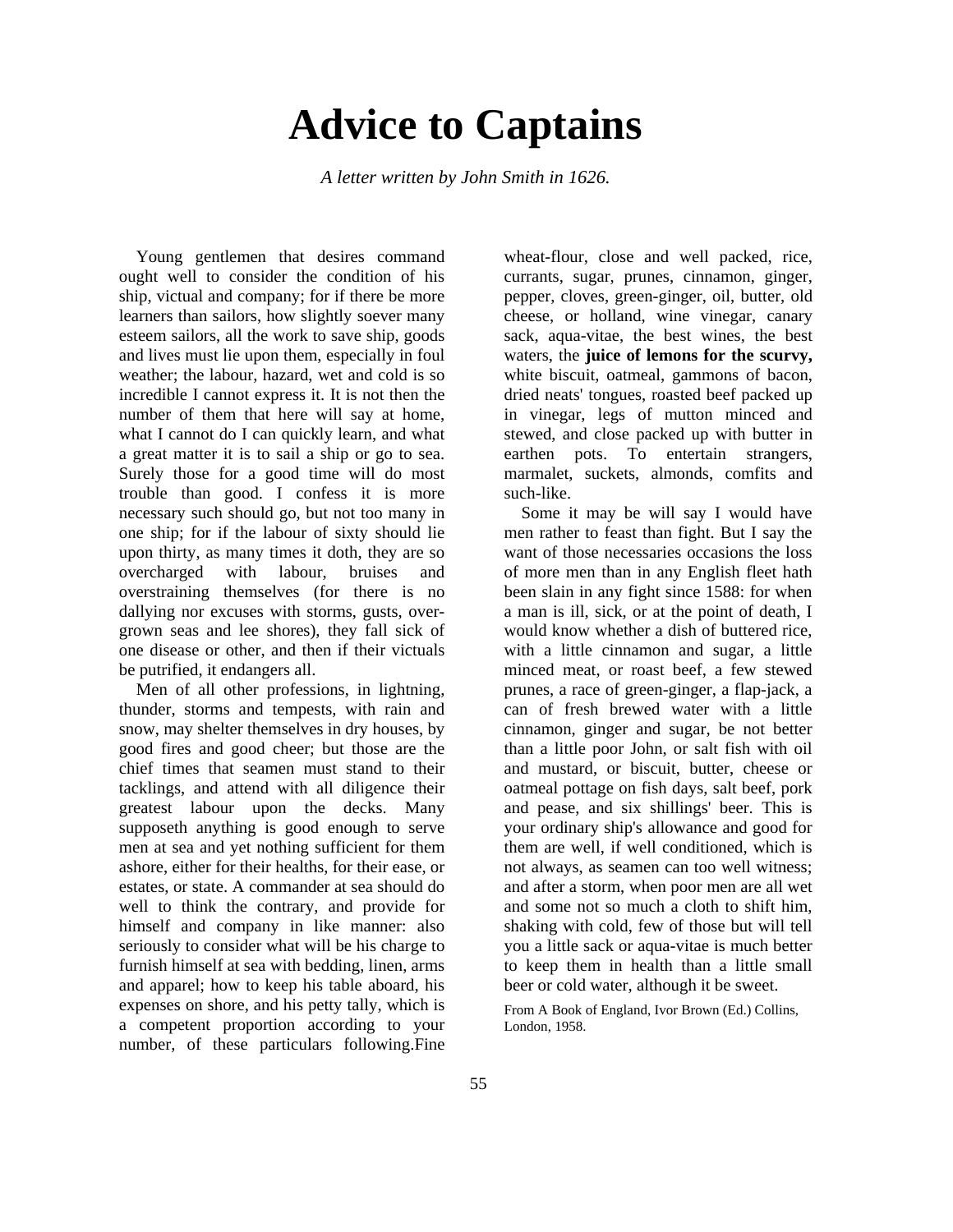# Advice to Captains

*A letter written by John Smith in 1626.*

Young gentlemen that desires command ought well to consider the condition of his ship, victual and company; for if there be more learners than sailors, how slightly soever many esteem sailors, all the work to save ship, goods and lives must lie upon them, especially in foul weather; the labour, hazard, wet and cold is so incredible I cannot express it. It is not then the number of them that here will say at home, what I cannot do I can quickly learn, and what a great matter it is to sail a ship or go to sea. Surely those for a good time will do most trouble than good. I confess it is more necessary such should go, but not too many in one ship; for if the labour of sixty should lie upon thirty, as many times it doth, they are so overcharged with labour, bruises and overstraining themselves (for there is no dallying nor excuses with storms, gusts, over-grown seas and lee shores), they fall sick of one disease or other, and then if their victuals be putrified, it endangers all.

Men of all other professions, in lightning, thunder, storms and tempests, with rain and snow, may shelter themselves in dry houses, by good fires and good cheer; but those are the chief times that seamen must stand to their tacklings, and attend with all diligence their greatest labour upon the decks. Many supposeth anything is good enough to serve men at sea and yet nothing sufficient for them ashore, either for their healths, for their ease, or estates, or state. A commander at sea should do well to think the contrary, and provide for himself and company in like manner: also seriously to consider what will be his charge to furnish himself at sea with bedding, linen, arms and apparel; how to keep his table aboard, his expenses on shore, and his petty tally, which is a competent proportion according to your number, of these particulars following.Fine wheat-flour, close and well packed, rice, currants, sugar, prunes, cinnamon, ginger, pepper, cloves, green-ginger, oil, butter, old cheese, or holland, wine vinegar, canary sack, aqua-vitae, the best wines, the best waters, the **juice of lemons for the scurvy,** white biscuit, oatmeal, gammons of bacon, dried neats' tongues, roasted beef packed up in vinegar, legs of mutton minced and stewed, and close packed up with butter in earthen pots. To entertain strangers, marmalet, suckets, almonds, comfits and such-like.

Some it may be will say I would have men rather to feast than fight. But I say the want of those necessaries occasions the loss of more men than in any English fleet hath been slain in any fight since 1588: for when a man is ill, sick, or at the point of death, I would know whether a dish of buttered rice, with a little cinnamon and sugar, a little minced meat, or roast beef, a few stewed prunes, a race of green-ginger, a flap-jack, a can of fresh brewed water with a little cinnamon, ginger and sugar, be not better than a little poor John, or salt fish with oil and mustard, or biscuit, butter, cheese or oatmeal pottage on fish days, salt beef, pork and pease, and six shillings' beer. This is your ordinary ship's allowance and good for them are well, if well conditioned, which is not always, as seamen can too well witness; and after a storm, when poor men are all wet and some not so much a cloth to shift him, shaking with cold, few of those but will tell you a little sack or aqua-vitae is much better to keep them in health than a little small beer or cold water, although it be sweet.

From A Book of England, Ivor Brown (Ed.) Collins, London, 1958.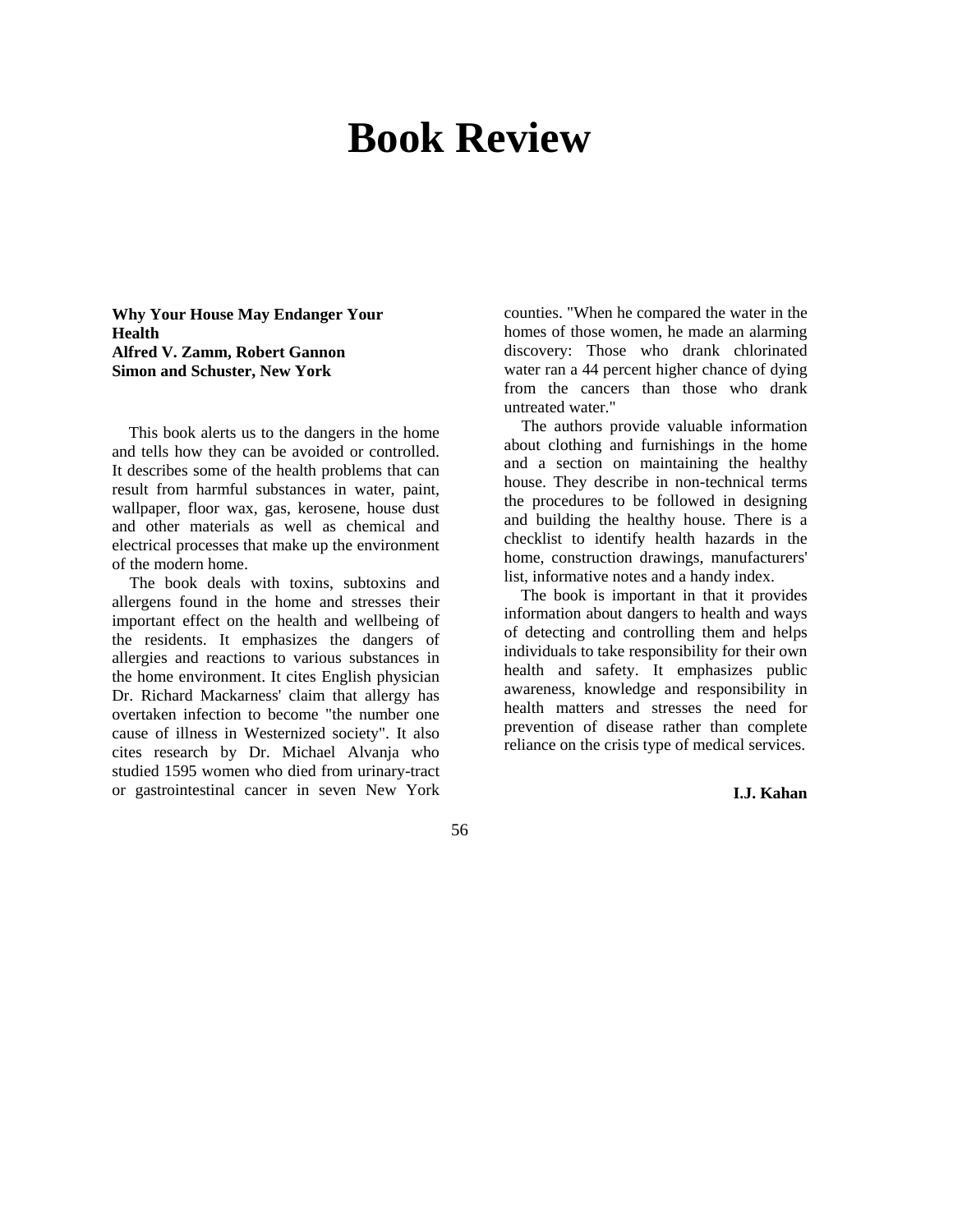# Book Review

**Why Your House May Endanger Your Health**
**Alfred V. Zamm, Robert Gannon**
**Simon and Schuster, New York**

This book alerts us to the dangers in the home and tells how they can be avoided or controlled. It describes some of the health problems that can result from harmful substances in water, paint, wallpaper, floor wax, gas, kerosene, house dust and other materials as well as chemical and electrical processes that make up the environment of the modern home.

The book deals with toxins, subtoxins and allergens found in the home and stresses their important effect on the health and wellbeing of the residents. It emphasizes the dangers of allergies and reactions to various substances in the home environment. It cites English physician Dr. Richard Mackarness' claim that allergy has overtaken infection to become "the number one cause of illness in Westernized society". It also cites research by Dr. Michael Alvanja who studied 1595 women who died from urinary-tract or gastrointestinal cancer in seven New York counties. "When he compared the water in the homes of those women, he made an alarming discovery: Those who drank chlorinated water ran a 44 percent higher chance of dying from the cancers than those who drank untreated water."

The authors provide valuable information about clothing and furnishings in the home and a section on maintaining the healthy house. They describe in non-technical terms the procedures to be followed in designing and building the healthy house. There is a checklist to identify health hazards in the home, construction drawings, manufacturers' list, informative notes and a handy index.

The book is important in that it provides information about dangers to health and ways of detecting and controlling them and helps individuals to take responsibility for their own health and safety. It emphasizes public awareness, knowledge and responsibility in health matters and stresses the need for prevention of disease rather than complete reliance on the crisis type of medical services.

**I.J. Kahan**